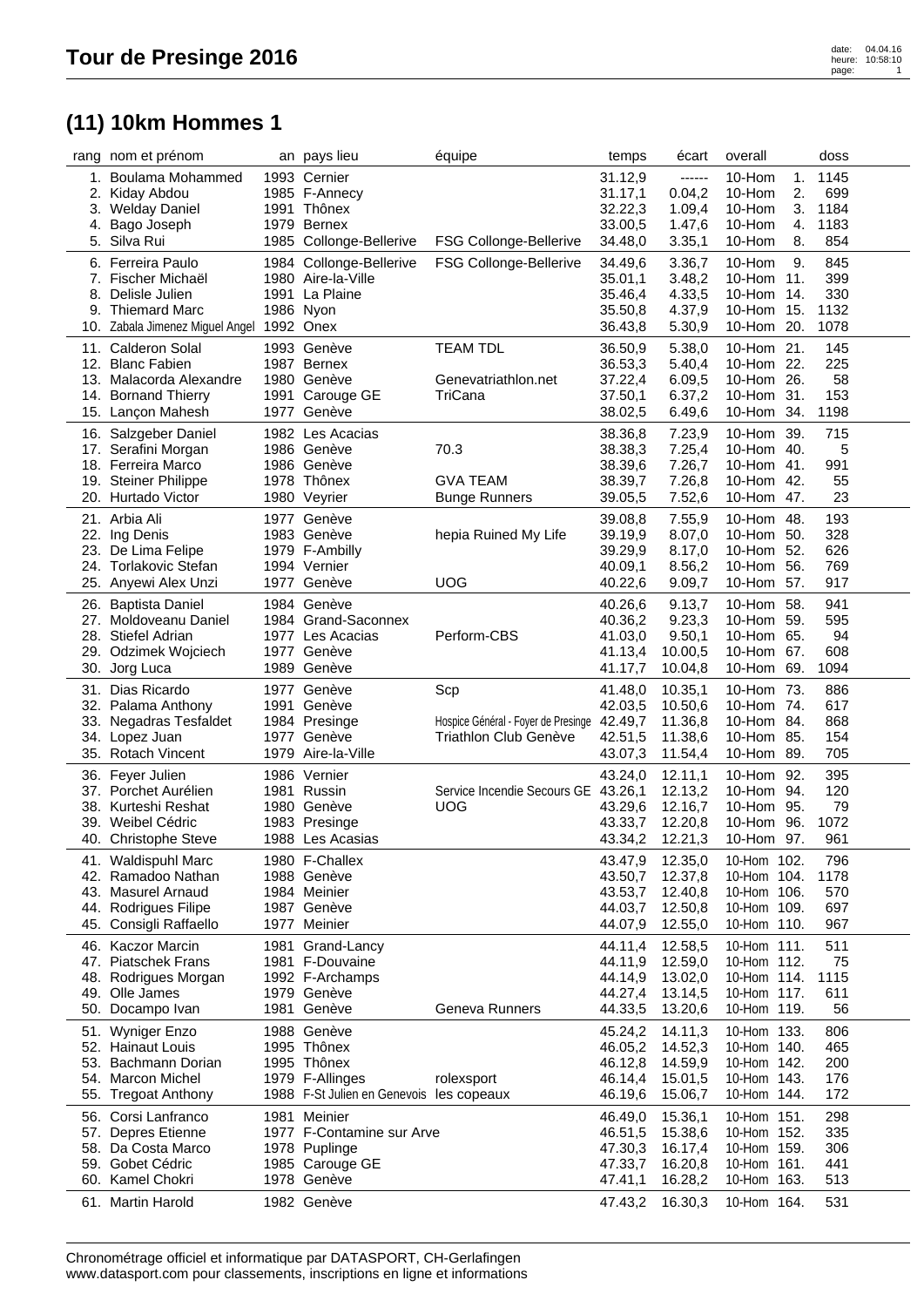# Tour de Presinge 2016

## (11) 10km Hommes 1

| rang | nom et prénom | an | pays lieu | équipe | temps | écart | overall | | doss |
|---|---|---|---|---|---|---|---|---|---|
| 1. | Boulama Mohammed | 1993 | Cernier | | 31.12,9 | ------ | 10-Hom | 1. | 1145 |
| 2. | Kiday Abdou | 1985 | F-Annecy | | 31.17,1 | 0.04,2 | 10-Hom | 2. | 699 |
| 3. | Welday Daniel | 1991 | Thônex | | 32.22,3 | 1.09,4 | 10-Hom | 3. | 1184 |
| 4. | Bago Joseph | 1979 | Bernex | | 33.00,5 | 1.47,6 | 10-Hom | 4. | 1183 |
| 5. | Silva Rui | 1985 | Collonge-Bellerive | FSG Collonge-Bellerive | 34.48,0 | 3.35,1 | 10-Hom | 8. | 854 |
| 6. | Ferreira Paulo | 1984 | Collonge-Bellerive | FSG Collonge-Bellerive | 34.49,6 | 3.36,7 | 10-Hom | 9. | 845 |
| 7. | Fischer Michaël | 1980 | Aire-la-Ville | | 35.01,1 | 3.48,2 | 10-Hom | 11. | 399 |
| 8. | Delisle Julien | 1991 | La Plaine | | 35.46,4 | 4.33,5 | 10-Hom | 14. | 330 |
| 9. | Thiemard Marc | 1986 | Nyon | | 35.50,8 | 4.37,9 | 10-Hom | 15. | 1132 |
| 10. | Zabala Jimenez Miguel Angel | 1992 | Onex | | 36.43,8 | 5.30,9 | 10-Hom | 20. | 1078 |
| 11. | Calderon Solal | 1993 | Genève | TEAM TDL | 36.50,9 | 5.38,0 | 10-Hom | 21. | 145 |
| 12. | Blanc Fabien | 1987 | Bernex | | 36.53,3 | 5.40,4 | 10-Hom | 22. | 225 |
| 13. | Malacorda Alexandre | 1980 | Genève | Genevatriathlon.net | 37.22,4 | 6.09,5 | 10-Hom | 26. | 58 |
| 14. | Bornand Thierry | 1991 | Carouge GE | TriCana | 37.50,1 | 6.37,2 | 10-Hom | 31. | 153 |
| 15. | Lançon Mahesh | 1977 | Genève | | 38.02,5 | 6.49,6 | 10-Hom | 34. | 1198 |
| 16. | Salzgeber Daniel | 1982 | Les Acacias | | 38.36,8 | 7.23,9 | 10-Hom | 39. | 715 |
| 17. | Serafini Morgan | 1986 | Genève | 70.3 | 38.38,3 | 7.25,4 | 10-Hom | 40. | 5 |
| 18. | Ferreira Marco | 1986 | Genève | | 38.39,6 | 7.26,7 | 10-Hom | 41. | 991 |
| 19. | Steiner Philippe | 1978 | Thônex | GVA TEAM | 38.39,7 | 7.26,8 | 10-Hom | 42. | 55 |
| 20. | Hurtado Victor | 1980 | Veyrier | Bunge Runners | 39.05,5 | 7.52,6 | 10-Hom | 47. | 23 |
| 21. | Arbia Ali | 1977 | Genève | | 39.08,8 | 7.55,9 | 10-Hom | 48. | 193 |
| 22. | Ing Denis | 1983 | Genève | hepia Ruined My Life | 39.19,9 | 8.07,0 | 10-Hom | 50. | 328 |
| 23. | De Lima Felipe | 1979 | F-Ambilly | | 39.29,9 | 8.17,0 | 10-Hom | 52. | 626 |
| 24. | Torlakovic Stefan | 1994 | Vernier | | 40.09,1 | 8.56,2 | 10-Hom | 56. | 769 |
| 25. | Anyewi Alex Unzi | 1977 | Genève | UOG | 40.22,6 | 9.09,7 | 10-Hom | 57. | 917 |
| 26. | Baptista Daniel | 1984 | Genève | | 40.26,6 | 9.13,7 | 10-Hom | 58. | 941 |
| 27. | Moldoveanu Daniel | 1984 | Grand-Saconnex | | 40.36,2 | 9.23,3 | 10-Hom | 59. | 595 |
| 28. | Stiefel Adrian | 1977 | Les Acacias | Perform-CBS | 41.03,0 | 9.50,1 | 10-Hom | 65. | 94 |
| 29. | Odzimek Wojciech | 1977 | Genève | | 41.13,4 | 10.00,5 | 10-Hom | 67. | 608 |
| 30. | Jorg Luca | 1989 | Genève | | 41.17,7 | 10.04,8 | 10-Hom | 69. | 1094 |
| 31. | Dias Ricardo | 1977 | Genève | Scp | 41.48,0 | 10.35,1 | 10-Hom | 73. | 886 |
| 32. | Palama Anthony | 1991 | Genève | | 42.03,5 | 10.50,6 | 10-Hom | 74. | 617 |
| 33. | Negadras Tesfaldet | 1984 | Presinge | Hospice Général - Foyer de Presinge | 42.49,7 | 11.36,8 | 10-Hom | 84. | 868 |
| 34. | Lopez Juan | 1977 | Genève | Triathlon Club Genève | 42.51,5 | 11.38,6 | 10-Hom | 85. | 154 |
| 35. | Rotach Vincent | 1979 | Aire-la-Ville | | 43.07,3 | 11.54,4 | 10-Hom | 89. | 705 |
| 36. | Feyer Julien | 1986 | Vernier | | 43.24,0 | 12.11,1 | 10-Hom | 92. | 395 |
| 37. | Porchet Aurélien | 1981 | Russin | Service Incendie Secours GE | 43.26,1 | 12.13,2 | 10-Hom | 94. | 120 |
| 38. | Kurteshi Reshat | 1980 | Genève | UOG | 43.29,6 | 12.16,7 | 10-Hom | 95. | 79 |
| 39. | Weibel Cédric | 1983 | Presinge | | 43.33,7 | 12.20,8 | 10-Hom | 96. | 1072 |
| 40. | Christophe Steve | 1988 | Les Acasias | | 43.34,2 | 12.21,3 | 10-Hom | 97. | 961 |
| 41. | Waldispuhl Marc | 1980 | F-Challex | | 43.47,9 | 12.35,0 | 10-Hom | 102. | 796 |
| 42. | Ramadoo Nathan | 1988 | Genève | | 43.50,7 | 12.37,8 | 10-Hom | 104. | 1178 |
| 43. | Masurel Arnaud | 1984 | Meinier | | 43.53,7 | 12.40,8 | 10-Hom | 106. | 570 |
| 44. | Rodrigues Filipe | 1987 | Genève | | 44.03,7 | 12.50,8 | 10-Hom | 109. | 697 |
| 45. | Consigli Raffaello | 1977 | Meinier | | 44.07,9 | 12.55,0 | 10-Hom | 110. | 967 |
| 46. | Kaczor Marcin | 1981 | Grand-Lancy | | 44.11,4 | 12.58,5 | 10-Hom | 111. | 511 |
| 47. | Piatschek Frans | 1981 | F-Douvaine | | 44.11,9 | 12.59,0 | 10-Hom | 112. | 75 |
| 48. | Rodrigues Morgan | 1992 | F-Archamps | | 44.14,9 | 13.02,0 | 10-Hom | 114. | 1115 |
| 49. | Olle James | 1979 | Genève | | 44.27,4 | 13.14,5 | 10-Hom | 117. | 611 |
| 50. | Docampo Ivan | 1981 | Genève | Geneva Runners | 44.33,5 | 13.20,6 | 10-Hom | 119. | 56 |
| 51. | Wyniger Enzo | 1988 | Genève | | 45.24,2 | 14.11,3 | 10-Hom | 133. | 806 |
| 52. | Hainaut Louis | 1995 | Thônex | | 46.05,2 | 14.52,3 | 10-Hom | 140. | 465 |
| 53. | Bachmann Dorian | 1995 | Thônex | | 46.12,8 | 14.59,9 | 10-Hom | 142. | 200 |
| 54. | Marcon Michel | 1979 | F-Allinges | rolexsport | 46.14,4 | 15.01,5 | 10-Hom | 143. | 176 |
| 55. | Tregoat Anthony | 1988 | F-St Julien en Genevois | les copeaux | 46.19,6 | 15.06,7 | 10-Hom | 144. | 172 |
| 56. | Corsi Lanfranco | 1981 | Meinier | | 46.49,0 | 15.36,1 | 10-Hom | 151. | 298 |
| 57. | Depres Etienne | 1977 | F-Contamine sur Arve | | 46.51,5 | 15.38,6 | 10-Hom | 152. | 335 |
| 58. | Da Costa Marco | 1978 | Puplinge | | 47.30,3 | 16.17,4 | 10-Hom | 159. | 306 |
| 59. | Gobet Cédric | 1985 | Carouge GE | | 47.33,7 | 16.20,8 | 10-Hom | 161. | 441 |
| 60. | Kamel Chokri | 1978 | Genève | | 47.41,1 | 16.28,2 | 10-Hom | 163. | 513 |
| 61. | Martin Harold | 1982 | Genève | | 47.43,2 | 16.30,3 | 10-Hom | 164. | 531 |

Chronométrage officiel et informatique par DATASPORT, CH-Gerlafingen
www.datasport.com pour classements, inscriptions en ligne et informations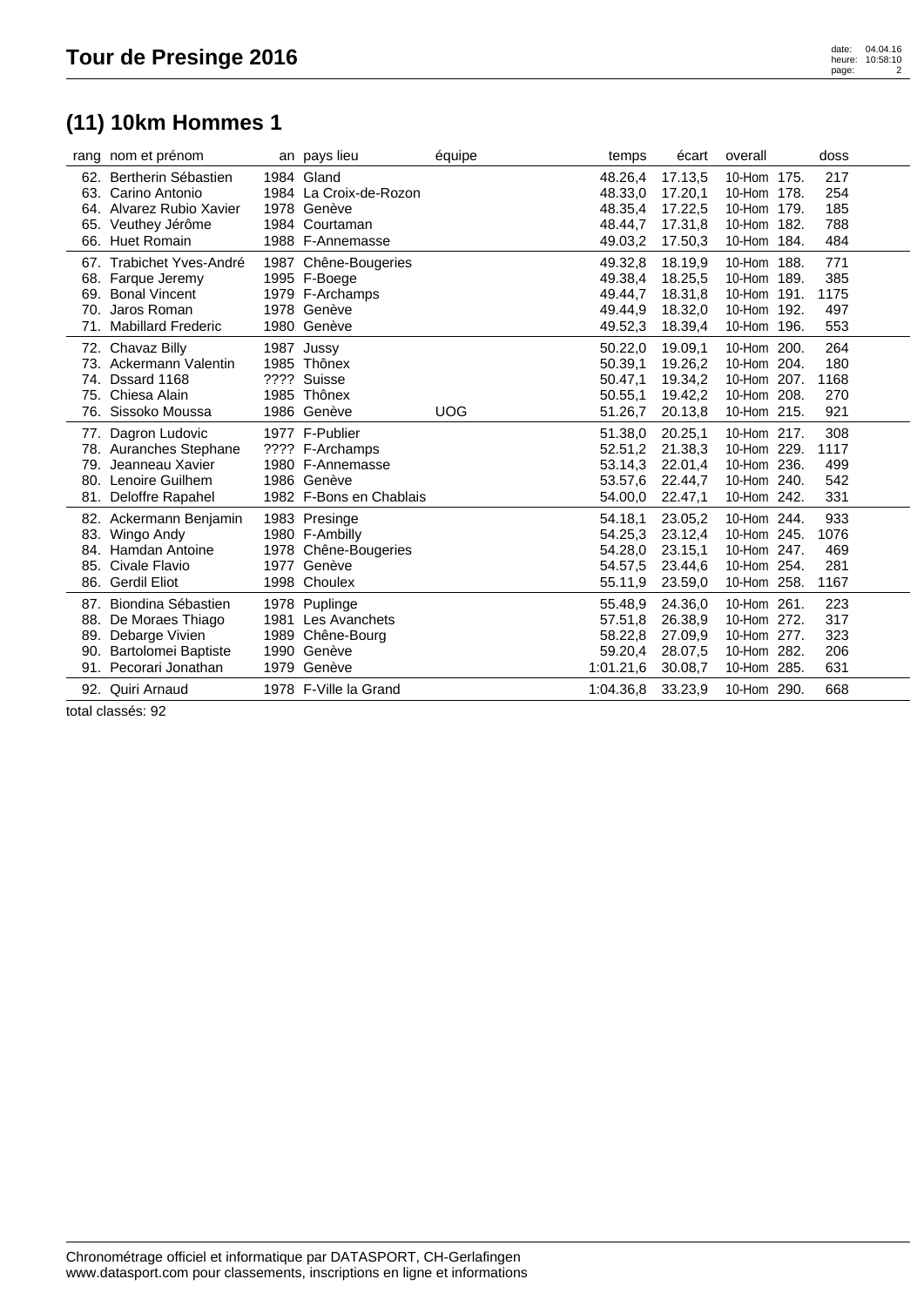## (11) 10km Hommes 1

| rang | nom et prénom | an | pays lieu | équipe | temps | écart | overall | doss |
|---|---|---|---|---|---|---|---|---|
| 62. | Bertherin Sébastien | 1984 | Gland | | 48.26,4 | 17.13,5 | 10-Hom 175. | 217 |
| 63. | Carino Antonio | 1984 | La Croix-de-Rozon | | 48.33,0 | 17.20,1 | 10-Hom 178. | 254 |
| 64. | Alvarez Rubio Xavier | 1978 | Genève | | 48.35,4 | 17.22,5 | 10-Hom 179. | 185 |
| 65. | Veuthey Jérôme | 1984 | Courtaman | | 48.44,7 | 17.31,8 | 10-Hom 182. | 788 |
| 66. | Huet Romain | 1988 | F-Annemasse | | 49.03,2 | 17.50,3 | 10-Hom 184. | 484 |
| 67. | Trabichet Yves-André | 1987 | Chêne-Bougeries | | 49.32,8 | 18.19,9 | 10-Hom 188. | 771 |
| 68. | Farque Jeremy | 1995 | F-Boege | | 49.38,4 | 18.25,5 | 10-Hom 189. | 385 |
| 69. | Bonal Vincent | 1979 | F-Archamps | | 49.44,7 | 18.31,8 | 10-Hom 191. | 1175 |
| 70. | Jaros Roman | 1978 | Genève | | 49.44,9 | 18.32,0 | 10-Hom 192. | 497 |
| 71. | Mabillard Frederic | 1980 | Genève | | 49.52,3 | 18.39,4 | 10-Hom 196. | 553 |
| 72. | Chavaz Billy | 1987 | Jussy | | 50.22,0 | 19.09,1 | 10-Hom 200. | 264 |
| 73. | Ackermann Valentin | 1985 | Thônex | | 50.39,1 | 19.26,2 | 10-Hom 204. | 180 |
| 74. | Dssard 1168 | ???? | Suisse | | 50.47,1 | 19.34,2 | 10-Hom 207. | 1168 |
| 75. | Chiesa Alain | 1985 | Thônex | | 50.55,1 | 19.42,2 | 10-Hom 208. | 270 |
| 76. | Sissoko Moussa | 1986 | Genève | UOG | 51.26,7 | 20.13,8 | 10-Hom 215. | 921 |
| 77. | Dagron Ludovic | 1977 | F-Publier | | 51.38,0 | 20.25,1 | 10-Hom 217. | 308 |
| 78. | Auranches Stephane | ???? | F-Archamps | | 52.51,2 | 21.38,3 | 10-Hom 229. | 1117 |
| 79. | Jeanneau Xavier | 1980 | F-Annemasse | | 53.14,3 | 22.01,4 | 10-Hom 236. | 499 |
| 80. | Lenoire Guilhem | 1986 | Genève | | 53.57,6 | 22.44,7 | 10-Hom 240. | 542 |
| 81. | Deloffre Rapahel | 1982 | F-Bons en Chablais | | 54.00,0 | 22.47,1 | 10-Hom 242. | 331 |
| 82. | Ackermann Benjamin | 1983 | Presinge | | 54.18,1 | 23.05,2 | 10-Hom 244. | 933 |
| 83. | Wingo Andy | 1980 | F-Ambilly | | 54.25,3 | 23.12,4 | 10-Hom 245. | 1076 |
| 84. | Hamdan Antoine | 1978 | Chêne-Bougeries | | 54.28,0 | 23.15,1 | 10-Hom 247. | 469 |
| 85. | Civale Flavio | 1977 | Genève | | 54.57,5 | 23.44,6 | 10-Hom 254. | 281 |
| 86. | Gerdil Eliot | 1998 | Choulex | | 55.11,9 | 23.59,0 | 10-Hom 258. | 1167 |
| 87. | Biondina Sébastien | 1978 | Puplinge | | 55.48,9 | 24.36,0 | 10-Hom 261. | 223 |
| 88. | De Moraes Thiago | 1981 | Les Avanchets | | 57.51,8 | 26.38,9 | 10-Hom 272. | 317 |
| 89. | Debarge Vivien | 1989 | Chêne-Bourg | | 58.22,8 | 27.09,9 | 10-Hom 277. | 323 |
| 90. | Bartolomei Baptiste | 1990 | Genève | | 59.20,4 | 28.07,5 | 10-Hom 282. | 206 |
| 91. | Pecorari Jonathan | 1979 | Genève | | 1:01.21,6 | 30.08,7 | 10-Hom 285. | 631 |
| 92. | Quiri Arnaud | 1978 | F-Ville la Grand | | 1:04.36,8 | 33.23,9 | 10-Hom 290. | 668 |

total classés: 92